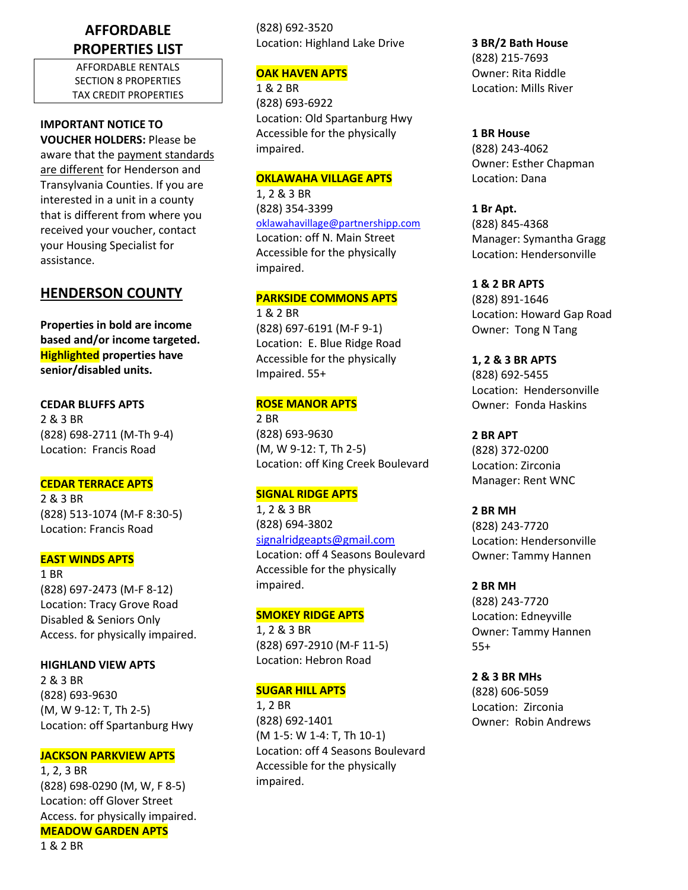# AFFORDABLE PROPERTIES LIST

AFFORDABLE RENTALS
SECTION 8 PROPERTIES
TAX CREDIT PROPERTIES

**IMPORTANT NOTICE TO VOUCHER HOLDERS:** Please be aware that the payment standards are different for Henderson and Transylvania Counties. If you are interested in a unit in a county that is different from where you received your voucher, contact your Housing Specialist for assistance.

## HENDERSON COUNTY

**Properties in bold are income based and/or income targeted. Highlighted properties have senior/disabled units.**

**CEDAR BLUFFS APTS**
2 & 3 BR
(828) 698-2711 (M-Th 9-4)
Location: Francis Road

**CEDAR TERRACE APTS**
2 & 3 BR
(828) 513-1074 (M-F 8:30-5)
Location: Francis Road

**EAST WINDS APTS**
1 BR
(828) 697-2473 (M-F 8-12)
Location: Tracy Grove Road
Disabled & Seniors Only
Access. for physically impaired.

**HIGHLAND VIEW APTS**
2 & 3 BR
(828) 693-9630
(M, W 9-12: T, Th 2-5)
Location: off Spartanburg Hwy

**JACKSON PARKVIEW APTS**
1, 2, 3 BR
(828) 698-0290 (M, W, F 8-5)
Location: off Glover Street
Access. for physically impaired.

**MEADOW GARDEN APTS**
1 & 2 BR
(828) 692-3520
Location: Highland Lake Drive

**OAK HAVEN APTS**
1 & 2 BR
(828) 693-6922
Location: Old Spartanburg Hwy
Accessible for the physically impaired.

**OKLAWAHA VILLAGE APTS**
1, 2 & 3 BR
(828) 354-3399
oklawahavillage@partnershipp.com
Location: off N. Main Street
Accessible for the physically impaired.

**PARKSIDE COMMONS APTS**
1 & 2 BR
(828) 697-6191 (M-F 9-1)
Location: E. Blue Ridge Road
Accessible for the physically Impaired. 55+

**ROSE MANOR APTS**
2 BR
(828) 693-9630
(M, W 9-12: T, Th 2-5)
Location: off King Creek Boulevard

**SIGNAL RIDGE APTS**
1, 2 & 3 BR
(828) 694-3802
signalridgeapts@gmail.com
Location: off 4 Seasons Boulevard
Accessible for the physically impaired.

**SMOKEY RIDGE APTS**
1, 2 & 3 BR
(828) 697-2910 (M-F 11-5)
Location: Hebron Road

**SUGAR HILL APTS**
1, 2 BR
(828) 692-1401
(M 1-5: W 1-4: T, Th 10-1)
Location: off 4 Seasons Boulevard
Accessible for the physically impaired.

**3 BR/2 Bath House**
(828) 215-7693
Owner: Rita Riddle
Location: Mills River

**1 BR House**
(828) 243-4062
Owner: Esther Chapman
Location: Dana

**1 Br Apt.**
(828) 845-4368
Manager: Symantha Gragg
Location: Hendersonville

**1 & 2 BR APTS**
(828) 891-1646
Location: Howard Gap Road
Owner: Tong N Tang

**1, 2 & 3 BR APTS**
(828) 692-5455
Location: Hendersonville
Owner: Fonda Haskins

**2 BR APT**
(828) 372-0200
Location: Zirconia
Manager: Rent WNC

**2 BR MH**
(828) 243-7720
Location: Hendersonville
Owner: Tammy Hannen

**2 BR MH**
(828) 243-7720
Location: Edneyville
Owner: Tammy Hannen
55+

**2 & 3 BR MHs**
(828) 606-5059
Location: Zirconia
Owner: Robin Andrews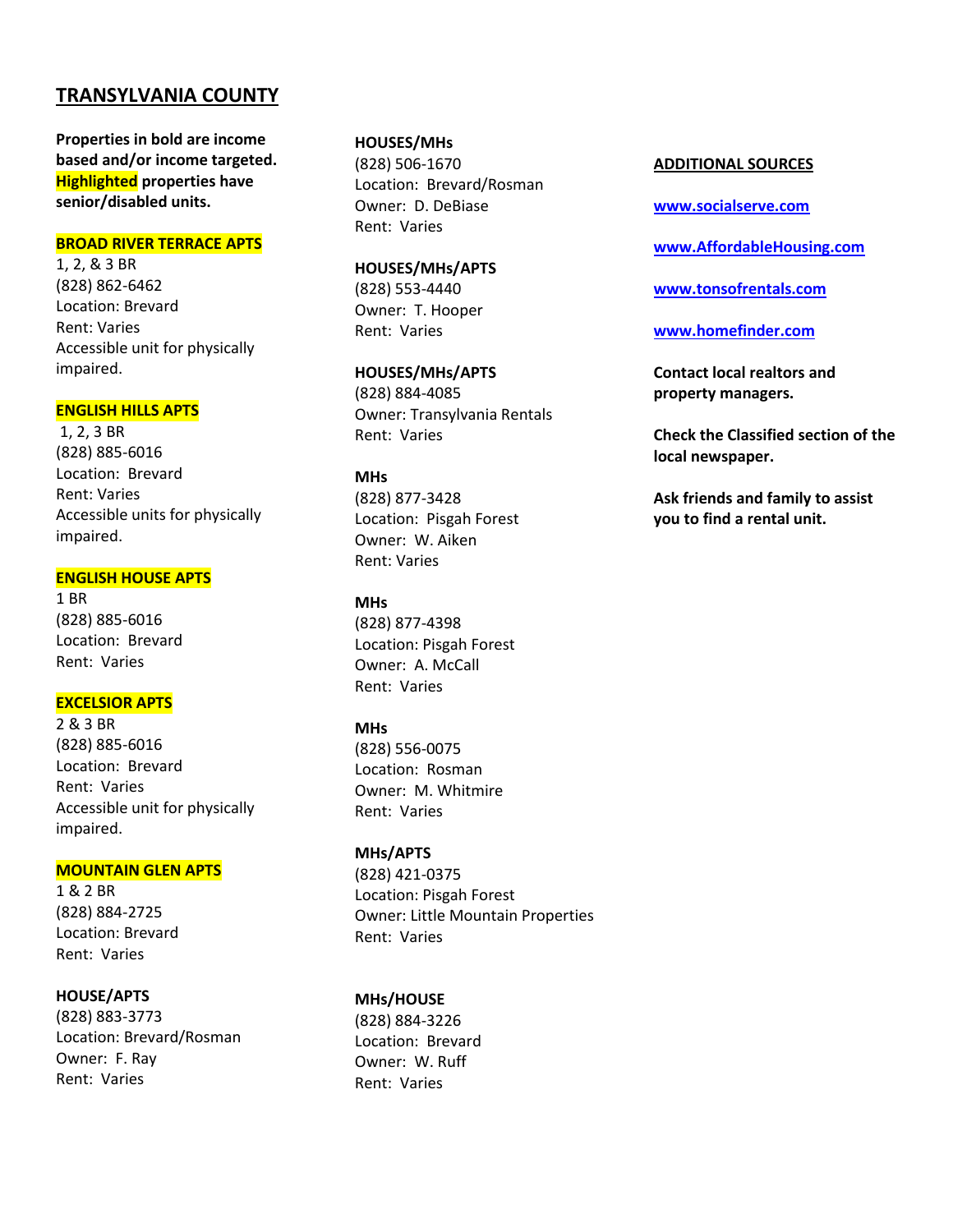## TRANSYLVANIA COUNTY

**Properties in bold are income based and/or income targeted. Highlighted properties have senior/disabled units.**

**BROAD RIVER TERRACE APTS**
1, 2, & 3 BR
(828) 862-6462
Location: Brevard
Rent: Varies
Accessible unit for physically impaired.

**ENGLISH HILLS APTS**
1, 2, 3 BR
(828) 885-6016
Location: Brevard
Rent: Varies
Accessible units for physically impaired.

**ENGLISH HOUSE APTS**
1 BR
(828) 885-6016
Location: Brevard
Rent: Varies

**EXCELSIOR APTS**
2 & 3 BR
(828) 885-6016
Location: Brevard
Rent: Varies
Accessible unit for physically impaired.

**MOUNTAIN GLEN APTS**
1 & 2 BR
(828) 884-2725
Location: Brevard
Rent: Varies

**HOUSE/APTS**
(828) 883-3773
Location: Brevard/Rosman
Owner: F. Ray
Rent: Varies

**HOUSES/MHs**
(828) 506-1670
Location: Brevard/Rosman
Owner: D. DeBiase
Rent: Varies

**HOUSES/MHs/APTS**
(828) 553-4440
Owner: T. Hooper
Rent: Varies

**HOUSES/MHs/APTS**
(828) 884-4085
Owner: Transylvania Rentals
Rent: Varies

**MHs**
(828) 877-3428
Location: Pisgah Forest
Owner: W. Aiken
Rent: Varies

**MHs**
(828) 877-4398
Location: Pisgah Forest
Owner: A. McCall
Rent: Varies

**MHs**
(828) 556-0075
Location: Rosman
Owner: M. Whitmire
Rent: Varies

**MHs/APTS**
(828) 421-0375
Location: Pisgah Forest
Owner: Little Mountain Properties
Rent: Varies

**MHs/HOUSE**
(828) 884-3226
Location: Brevard
Owner: W. Ruff
Rent: Varies

**ADDITIONAL SOURCES**

**www.socialserve.com**

**www.AffordableHousing.com**

**www.tonsofrentals.com**

**www.homefinder.com**

**Contact local realtors and property managers.**

**Check the Classified section of the local newspaper.**

**Ask friends and family to assist you to find a rental unit.**